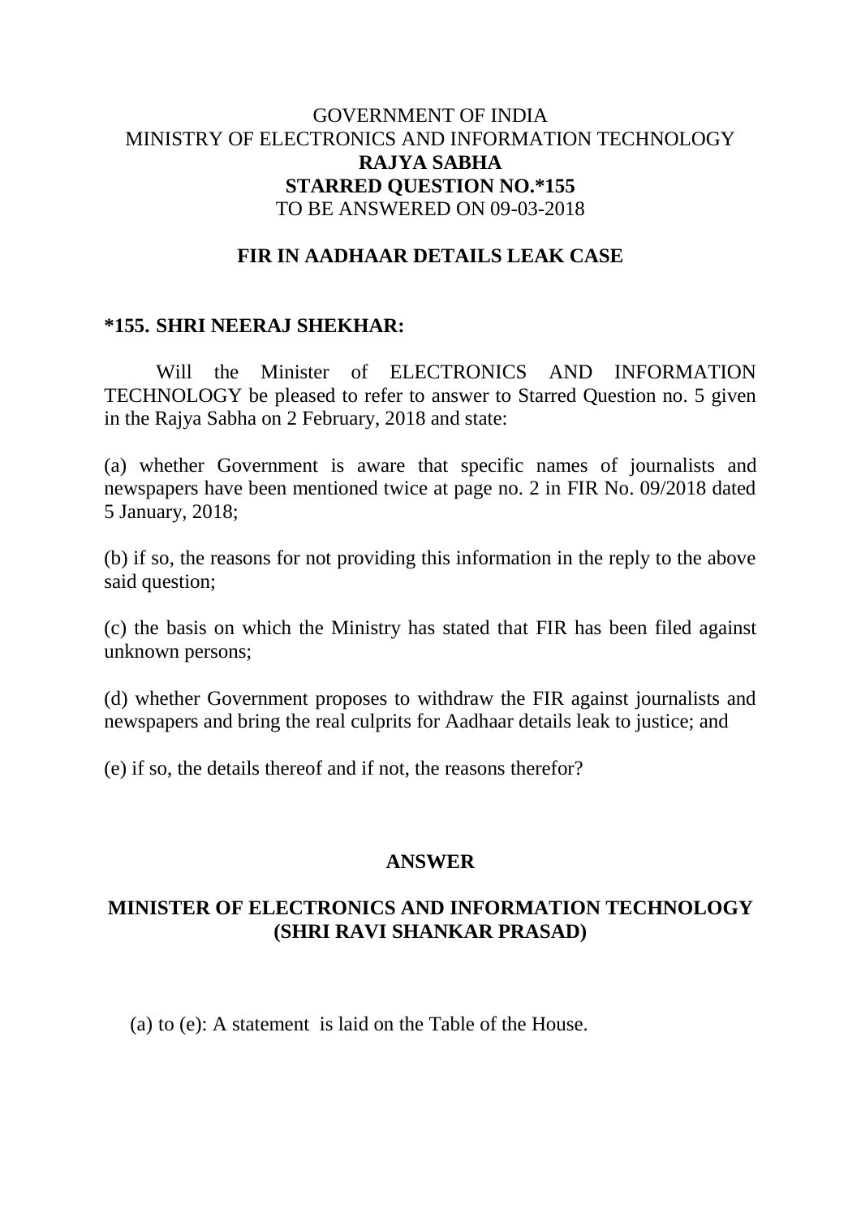GOVERNMENT OF INDIA
MINISTRY OF ELECTRONICS AND INFORMATION TECHNOLOGY
**RAJYA SABHA**
**STARRED QUESTION NO.*155**
TO BE ANSWERED ON 09-03-2018

**FIR IN AADHAAR DETAILS LEAK CASE**

**\*155. SHRI NEERAJ SHEKHAR:**

Will the Minister of ELECTRONICS AND INFORMATION TECHNOLOGY be pleased to refer to answer to Starred Question no. 5 given in the Rajya Sabha on 2 February, 2018 and state:

(a) whether Government is aware that specific names of journalists and newspapers have been mentioned twice at page no. 2 in FIR No. 09/2018 dated 5 January, 2018;

(b) if so, the reasons for not providing this information in the reply to the above said question;

(c) the basis on which the Ministry has stated that FIR has been filed against unknown persons;

(d) whether Government proposes to withdraw the FIR against journalists and newspapers and bring the real culprits for Aadhaar details leak to justice; and

(e) if so, the details thereof and if not, the reasons therefor?

**ANSWER**

**MINISTER OF ELECTRONICS AND INFORMATION TECHNOLOGY (SHRI RAVI SHANKAR PRASAD)**

(a) to (e): A statement is laid on the Table of the House.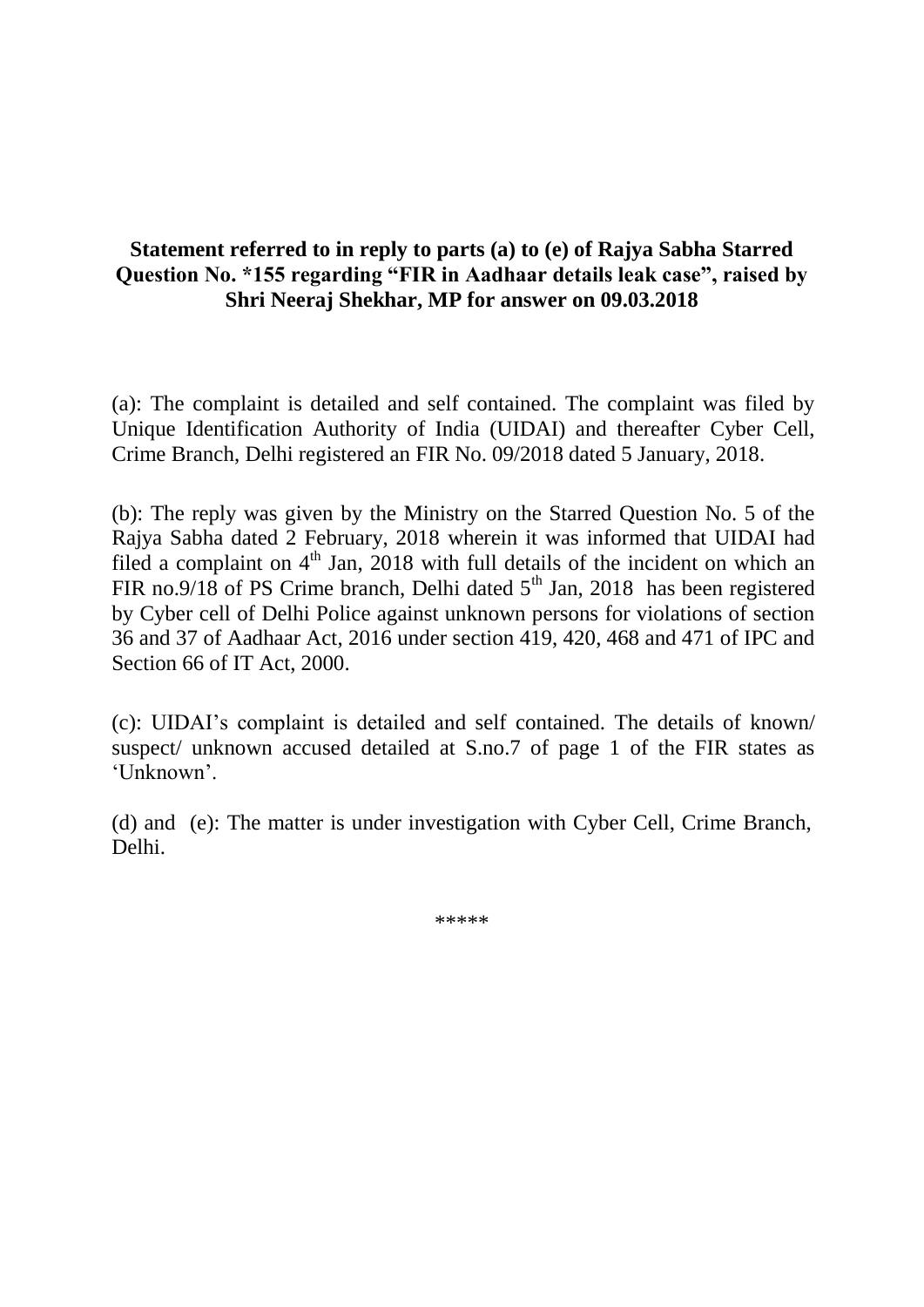**Statement referred to in reply to parts (a) to (e) of Rajya Sabha Starred Question No. *155 regarding "FIR in Aadhaar details leak case", raised by Shri Neeraj Shekhar, MP for answer on 09.03.2018**

(a): The complaint is detailed and self contained. The complaint was filed by Unique Identification Authority of India (UIDAI) and thereafter Cyber Cell, Crime Branch, Delhi registered an FIR No. 09/2018 dated 5 January, 2018.

(b): The reply was given by the Ministry on the Starred Question No. 5 of the Rajya Sabha dated 2 February, 2018 wherein it was informed that UIDAI had filed a complaint on 4th Jan, 2018 with full details of the incident on which an FIR no.9/18 of PS Crime branch, Delhi dated 5th Jan, 2018 has been registered by Cyber cell of Delhi Police against unknown persons for violations of section 36 and 37 of Aadhaar Act, 2016 under section 419, 420, 468 and 471 of IPC and Section 66 of IT Act, 2000.

(c): UIDAI's complaint is detailed and self contained. The details of known/ suspect/ unknown accused detailed at S.no.7 of page 1 of the FIR states as 'Unknown'.

(d) and (e): The matter is under investigation with Cyber Cell, Crime Branch, Delhi.

*****